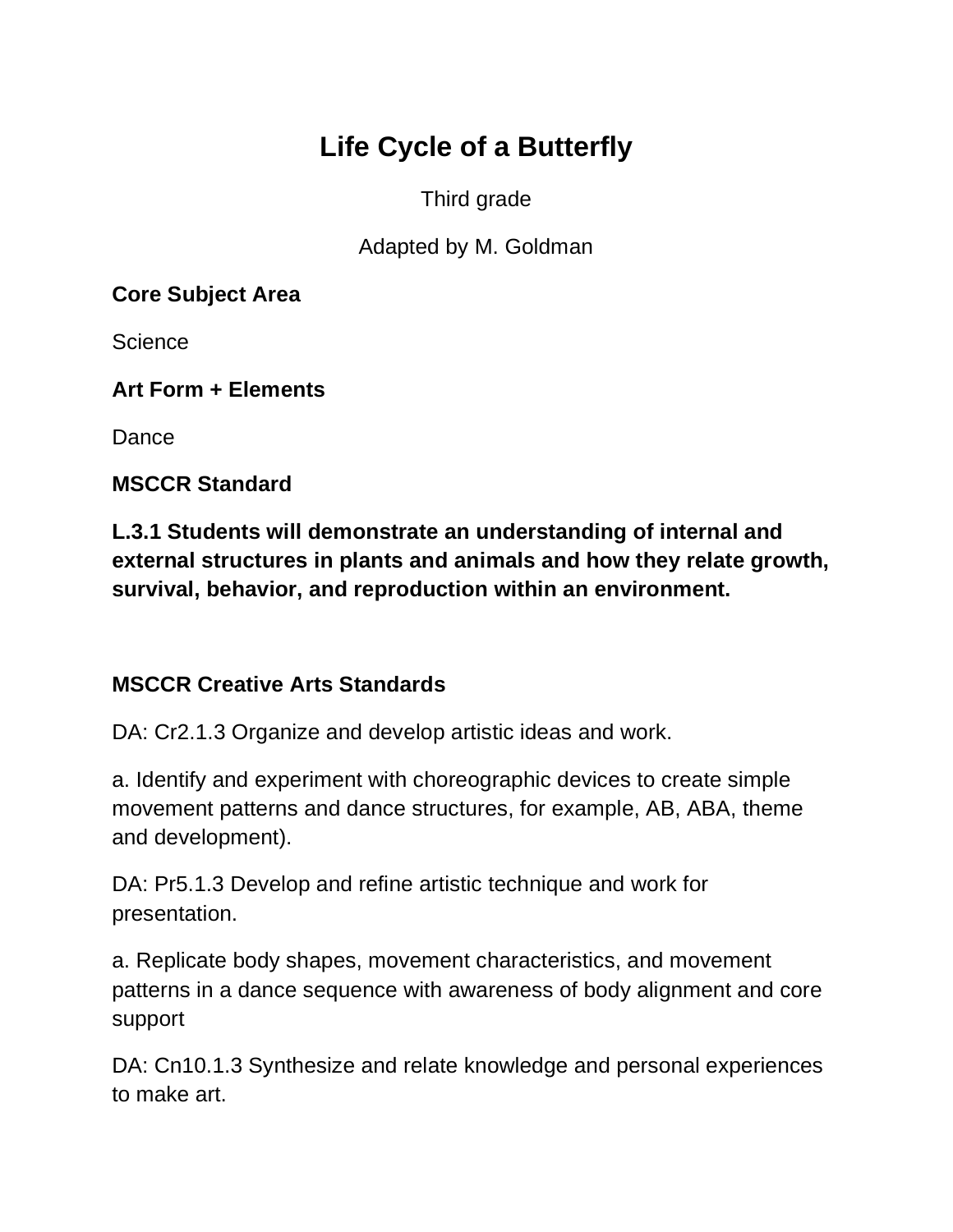# Life Cycle of a Butterfly

Third grade

Adapted by M. Goldman

**Core Subject Area**

Science

**Art Form + Elements**

Dance

**MSCCR Standard**

**L.3.1 Students will demonstrate an understanding of internal and external structures in plants and animals and how they relate growth, survival, behavior, and reproduction within an environment.**

**MSCCR Creative Arts Standards**

DA: Cr2.1.3 Organize and develop artistic ideas and work.

a. Identify and experiment with choreographic devices to create simple movement patterns and dance structures, for example, AB, ABA, theme and development).

DA: Pr5.1.3 Develop and refine artistic technique and work for presentation.

a. Replicate body shapes, movement characteristics, and movement patterns in a dance sequence with awareness of body alignment and core support

DA: Cn10.1.3 Synthesize and relate knowledge and personal experiences to make art.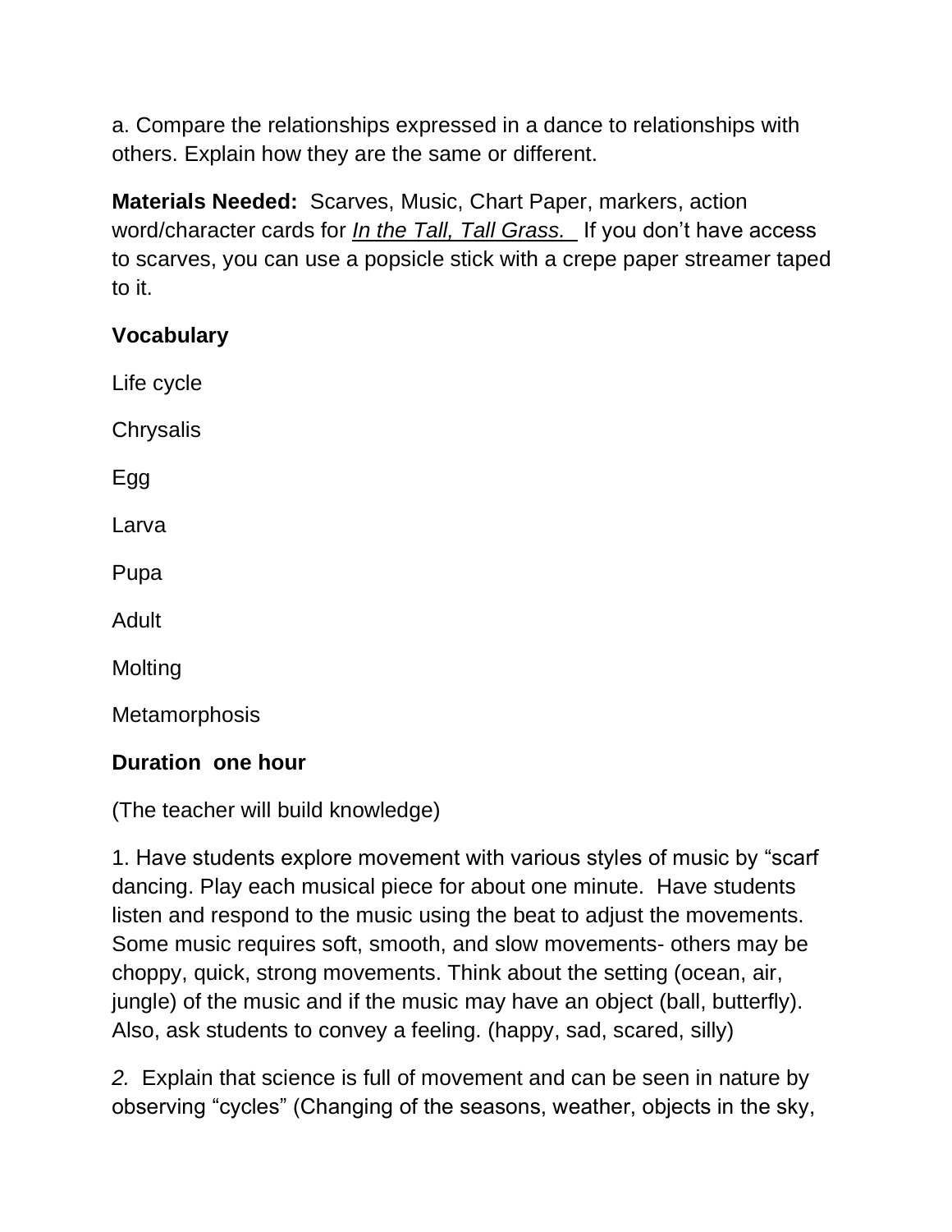a. Compare the relationships expressed in a dance to relationships with others. Explain how they are the same or different.

**Materials Needed:** Scarves, Music, Chart Paper, markers, action word/character cards for *In the Tall, Tall Grass.* If you don't have access to scarves, you can use a popsicle stick with a crepe paper streamer taped to it.

**Vocabulary**

Life cycle

Chrysalis

Egg

Larva

Pupa

Adult

Molting

Metamorphosis

**Duration one hour**

(The teacher will build knowledge)

1. Have students explore movement with various styles of music by "scarf dancing. Play each musical piece for about one minute. Have students listen and respond to the music using the beat to adjust the movements. Some music requires soft, smooth, and slow movements- others may be choppy, quick, strong movements. Think about the setting (ocean, air, jungle) of the music and if the music may have an object (ball, butterfly). Also, ask students to convey a feeling. (happy, sad, scared, silly)

*2.* Explain that science is full of movement and can be seen in nature by observing "cycles" (Changing of the seasons, weather, objects in the sky,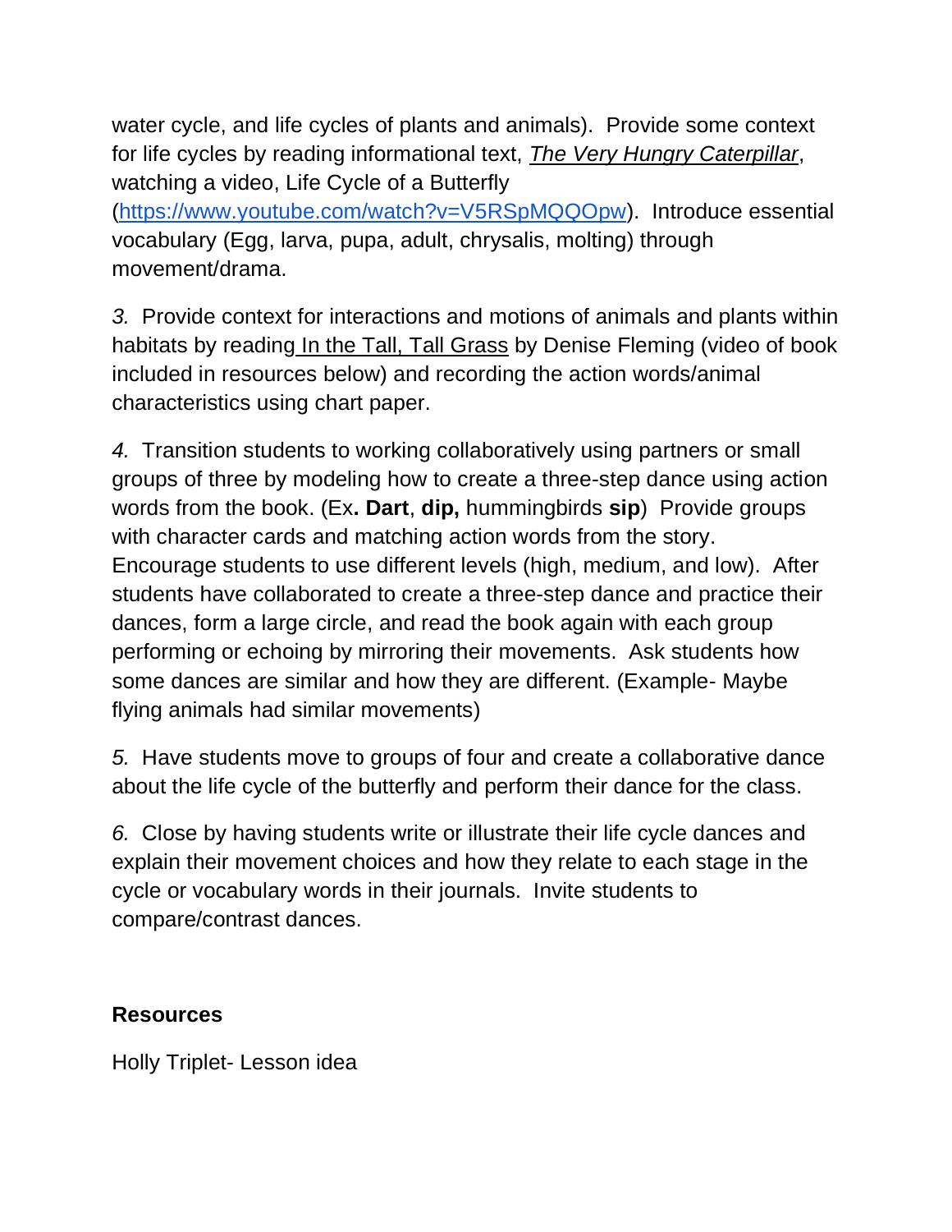water cycle, and life cycles of plants and animals). Provide some context for life cycles by reading informational text, *The Very Hungry Caterpillar*, watching a video, Life Cycle of a Butterfly (https://www.youtube.com/watch?v=V5RSpMQQOpw). Introduce essential vocabulary (Egg, larva, pupa, adult, chrysalis, molting) through movement/drama.

*3.* Provide context for interactions and motions of animals and plants within habitats by reading In the Tall, Tall Grass by Denise Fleming (video of book included in resources below) and recording the action words/animal characteristics using chart paper.

*4.* Transition students to working collaboratively using partners or small groups of three by modeling how to create a three-step dance using action words from the book. (Ex**. Dart**, **dip,** hummingbirds **sip**) Provide groups with character cards and matching action words from the story. Encourage students to use different levels (high, medium, and low). After students have collaborated to create a three-step dance and practice their dances, form a large circle, and read the book again with each group performing or echoing by mirroring their movements. Ask students how some dances are similar and how they are different. (Example- Maybe flying animals had similar movements)

*5.* Have students move to groups of four and create a collaborative dance about the life cycle of the butterfly and perform their dance for the class.

*6.* Close by having students write or illustrate their life cycle dances and explain their movement choices and how they relate to each stage in the cycle or vocabulary words in their journals. Invite students to compare/contrast dances.

**Resources**

Holly Triplet- Lesson idea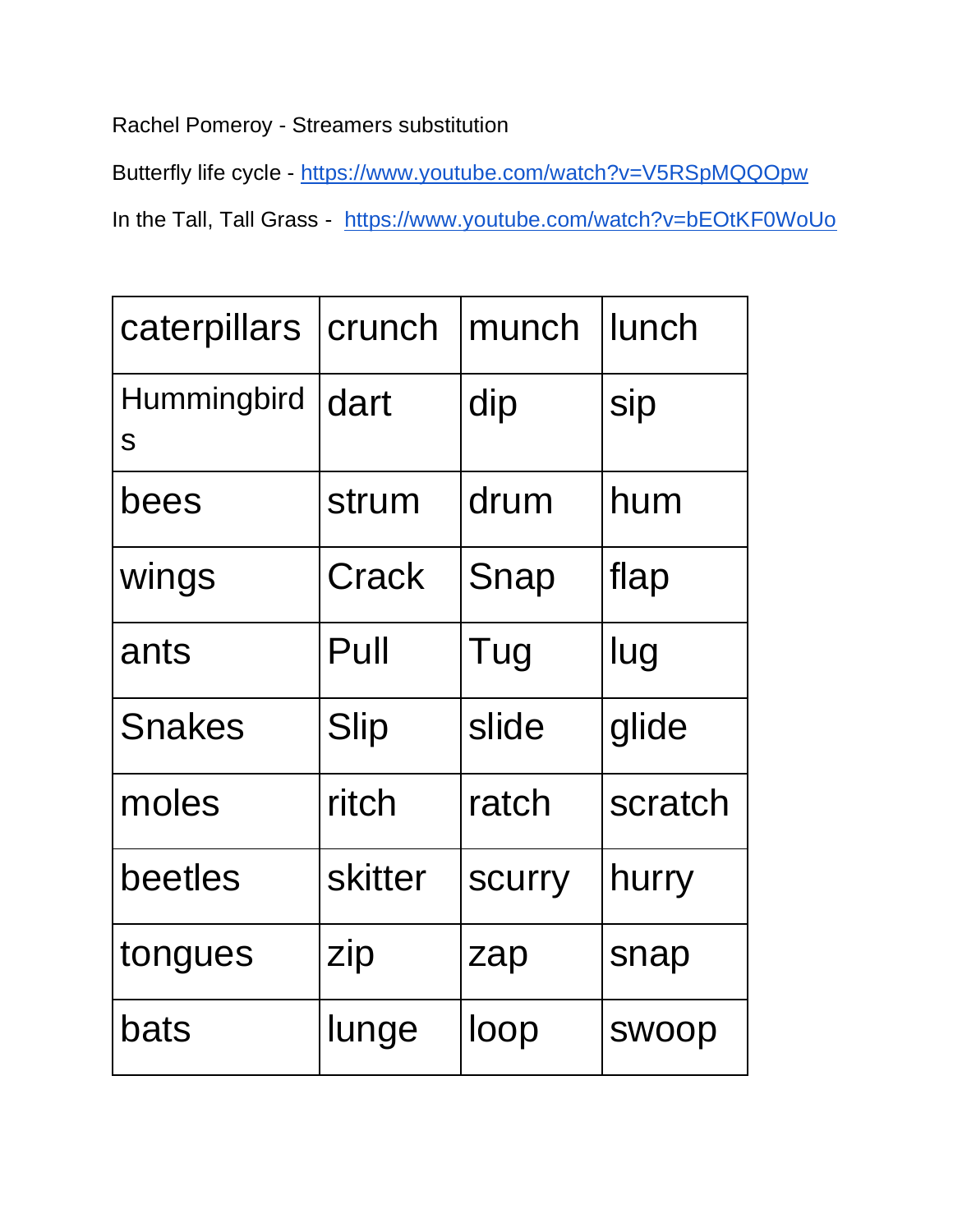Rachel Pomeroy - Streamers substitution

Butterfly life cycle - https://www.youtube.com/watch?v=V5RSpMQQOpw

In the Tall, Tall Grass - https://www.youtube.com/watch?v=bEOtKF0WoUo

| caterpillars | crunch | munch | lunch |
|---|---|---|---|
| Hummingbirds | dart | dip | sip |
| bees | strum | drum | hum |
| wings | Crack | Snap | flap |
| ants | Pull | Tug | lug |
| Snakes | Slip | slide | glide |
| moles | ritch | ratch | scratch |
| beetles | skitter | scurry | hurry |
| tongues | zip | zap | snap |
| bats | lunge | loop | swoop |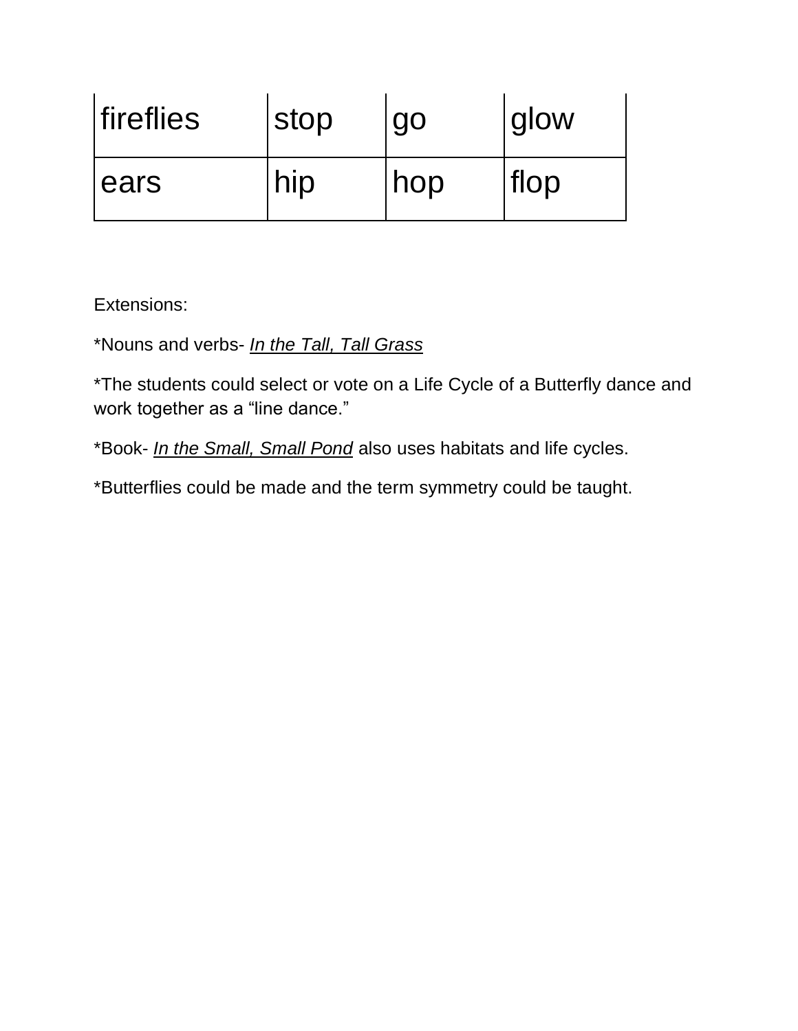| | | | |
|---|---|---|---|
| fireflies | stop | go | glow |
| ears | hip | hop | flop |

Extensions:

*Nouns and verbs- *In the Tall, Tall Grass*

*The students could select or vote on a Life Cycle of a Butterfly dance and work together as a "line dance."

*Book- *In the Small, Small Pond* also uses habitats and life cycles.

*Butterflies could be made and the term symmetry could be taught.